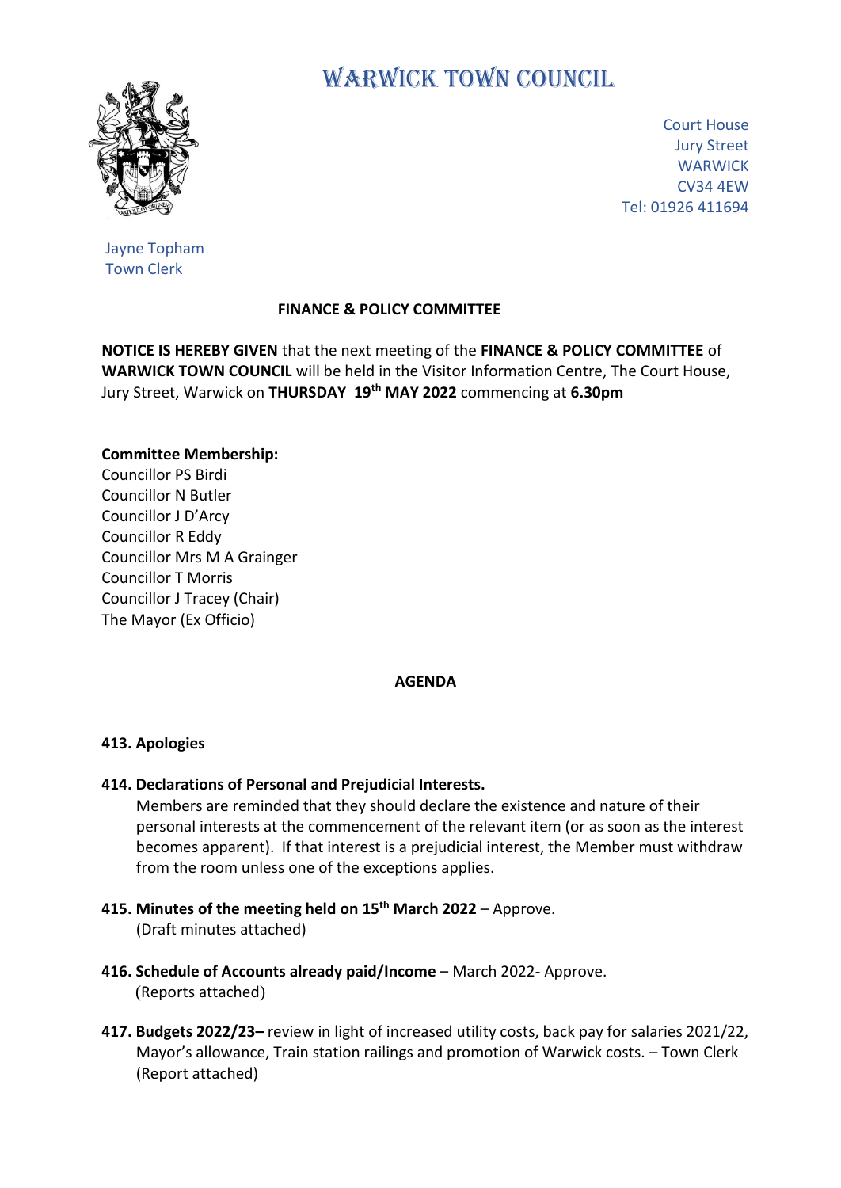# WARWICK TOWN COUNCIL

Court House
Jury Street
WARWICK
CV34 4EW
Tel: 01926 411694

Jayne Topham
Town Clerk

**FINANCE & POLICY COMMITTEE**

**NOTICE IS HEREBY GIVEN** that the next meeting of the **FINANCE & POLICY COMMITTEE** of **WARWICK TOWN COUNCIL** will be held in the Visitor Information Centre, The Court House, Jury Street, Warwick on **THURSDAY 19th MAY 2022** commencing at **6.30pm**

**Committee Membership:**
Councillor PS Birdi
Councillor N Butler
Councillor J D'Arcy
Councillor R Eddy
Councillor Mrs M A Grainger
Councillor T Morris
Councillor J Tracey (Chair)
The Mayor (Ex Officio)

**AGENDA**

**413. Apologies**

**414. Declarations of Personal and Prejudicial Interests.**
Members are reminded that they should declare the existence and nature of their personal interests at the commencement of the relevant item (or as soon as the interest becomes apparent). If that interest is a prejudicial interest, the Member must withdraw from the room unless one of the exceptions applies.

**415. Minutes of the meeting held on 15th March 2022** – Approve.
(Draft minutes attached)

**416. Schedule of Accounts already paid/Income** – March 2022- Approve.
(Reports attached)

**417. Budgets 2022/23–** review in light of increased utility costs, back pay for salaries 2021/22, Mayor's allowance, Train station railings and promotion of Warwick costs. – Town Clerk
(Report attached)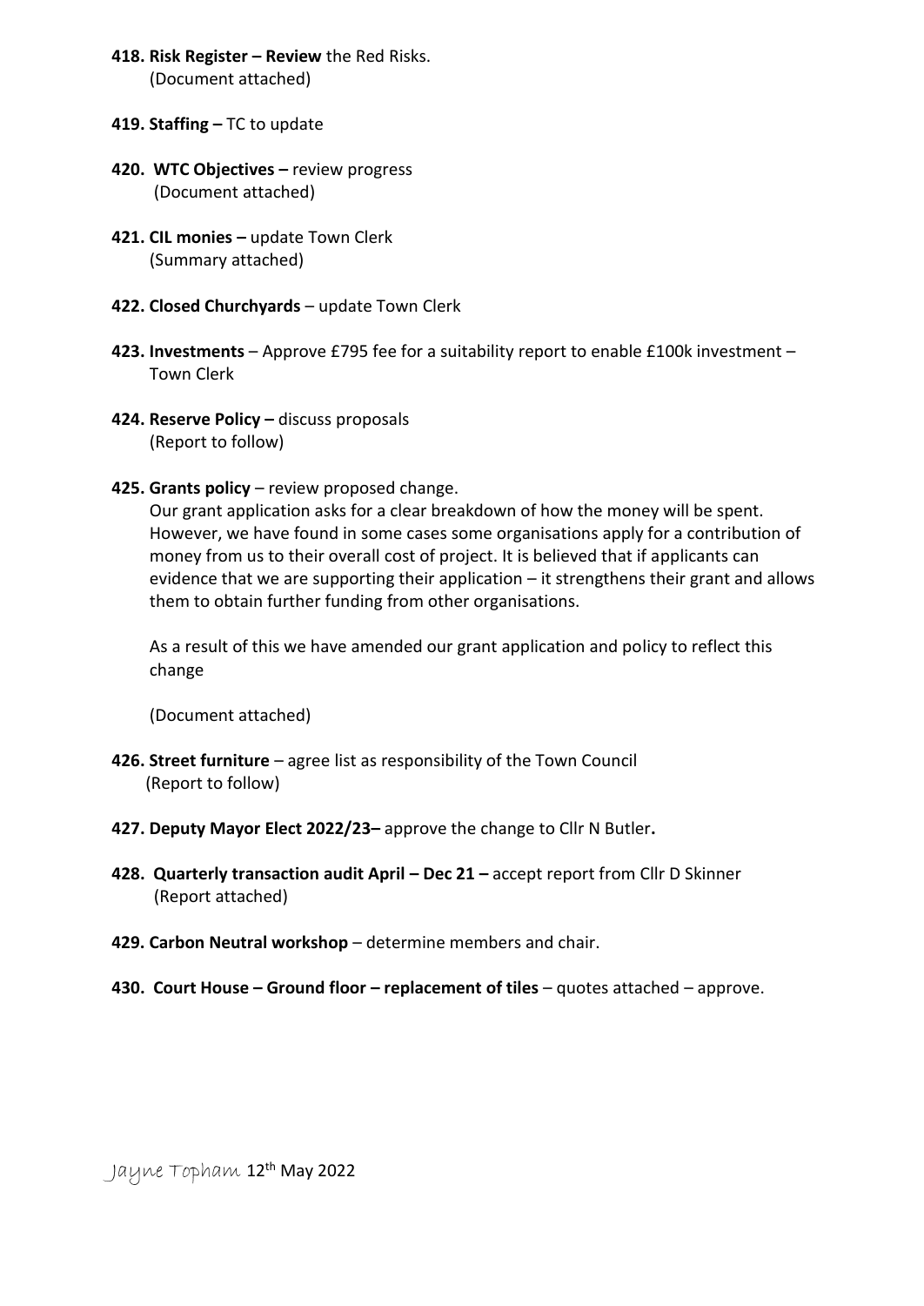**418. Risk Register – Review** the Red Risks.
(Document attached)

**419. Staffing –** TC to update

**420. WTC Objectives –** review progress
(Document attached)

**421. CIL monies –** update Town Clerk
(Summary attached)

**422. Closed Churchyards** – update Town Clerk

**423. Investments** – Approve £795 fee for a suitability report to enable £100k investment – Town Clerk

**424. Reserve Policy –** discuss proposals
(Report to follow)

**425. Grants policy** – review proposed change.
Our grant application asks for a clear breakdown of how the money will be spent. However, we have found in some cases some organisations apply for a contribution of money from us to their overall cost of project. It is believed that if applicants can evidence that we are supporting their application – it strengthens their grant and allows them to obtain further funding from other organisations.

As a result of this we have amended our grant application and policy to reflect this change

(Document attached)

**426. Street furniture** – agree list as responsibility of the Town Council
(Report to follow)

**427. Deputy Mayor Elect 2022/23–** approve the change to Cllr N Butler**.**

**428. Quarterly transaction audit April – Dec 21 –** accept report from Cllr D Skinner
(Report attached)

**429. Carbon Neutral workshop** – determine members and chair.

**430. Court House – Ground floor – replacement of tiles** – quotes attached – approve.

Jayne Topham 12th May 2022